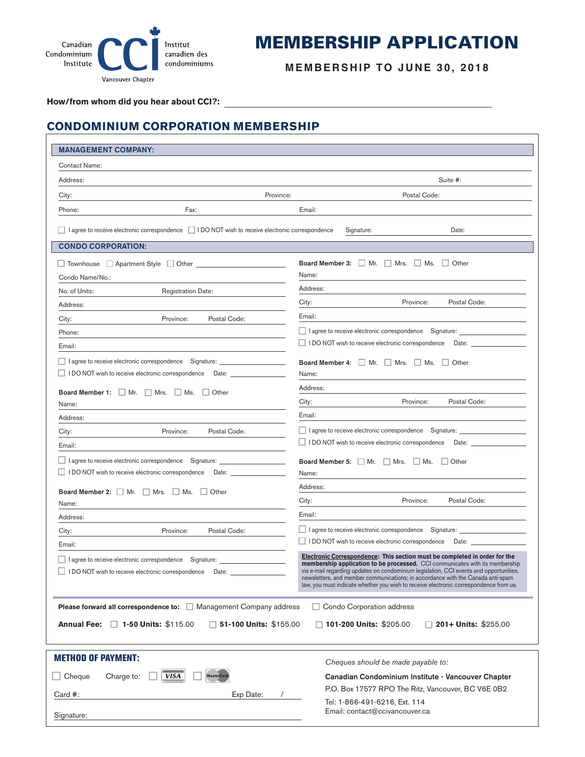Canadian Condominium Institute — Institut canadien des condominiums — Vancouver Chapter

# MEMBERSHIP APPLICATION

**MEMBERSHIP TO JUNE 30, 2018**

**How/from whom did you hear about CCI?:** ____________________

## CONDOMINIUM CORPORATION MEMBERSHIP

### MANAGEMENT COMPANY:

Contact Name:

Address: Suite #:

City: Province: Postal Code:

Phone: Fax: Email:

☐ I agree to receive electronic correspondence ☐ I DO NOT wish to receive electronic correspondence Signature: Date:

### CONDO CORPORATION:

☐ Townhouse ☐ Apartment Style ☐ Other ____________

Condo Name/No.:

No. of Units: Registration Date:

Address:

City: Province: Postal Code:

Phone:

Email:

☐ I agree to receive electronic correspondence Signature: ____________
☐ I DO NOT wish to receive electronic correspondence Date: ____________

**Board Member 1:** ☐ Mr. ☐ Mrs. ☐ Ms. ☐ Other

Name:

Address:

City: Province: Postal Code:

Email:

☐ I agree to receive electronic correspondence Signature: ____________
☐ I DO NOT wish to receive electronic correspondence Date: ____________

**Board Member 2:** ☐ Mr. ☐ Mrs. ☐ Ms. ☐ Other

Name:

Address:

City: Province: Postal Code:

Email:

☐ I agree to receive electronic correspondence Signature: ____________
☐ I DO NOT wish to receive electronic correspondence Date: ____________

**Board Member 3:** ☐ Mr. ☐ Mrs. ☐ Ms. ☐ Other

Name:

Address:

City: Province: Postal Code:

Email:

☐ I agree to receive electronic correspondence Signature: ____________
☐ I DO NOT wish to receive electronic correspondence Date: ____________

**Board Member 4:** ☐ Mr. ☐ Mrs. ☐ Ms. ☐ Other

Name:

Address:

City: Province: Postal Code:

Email:

☐ I agree to receive electronic correspondence Signature: ____________
☐ I DO NOT wish to receive electronic correspondence Date: ____________

**Board Member 5:** ☐ Mr. ☐ Mrs. ☐ Ms. ☐ Other

Name:

Address:

City: Province: Postal Code:

Email:

☐ I agree to receive electronic correspondence Signature: ____________
☐ I DO NOT wish to receive electronic correspondence Date: ____________

**Electronic Correspondence: This section must be completed in order for the membership application to be processed.** CCI communicates with its membership via e-mail regarding updates on condominium legislation, CCI events and opportunities, newsletters, and member communications; in accordance with the Canada anti-spam law, you must indicate whether you wish to receive electronic correspondence from us.

**Please forward all correspondence to:** ☐ Management Company address ☐ Condo Corporation address

**Annual Fee:** ☐ **1-50 Units:** $115.00 ☐ **51-100 Units:** $155.00 ☐ **101-200 Units:** $205.00 ☐ **201+ Units:** $255.00

### METHOD OF PAYMENT:

☐ Cheque Charge to: ☐ VISA ☐ MasterCard

Card #: Exp Date: /

Signature:

*Cheques should be made payable to:*

**Canadian Condominium Institute - Vancouver Chapter**
P.O. Box 17577 RPO The Ritz, Vancouver, BC V6E 0B2
Tel: 1-866-491-6216, Ext. 114
Email: contact@ccivancouver.ca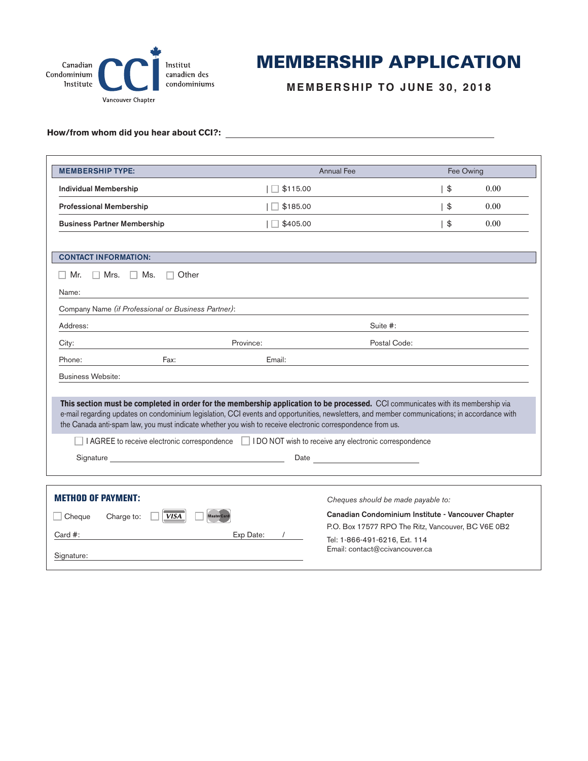Canadian Condominium Institute **CCI** Institut canadien des condominiums

Vancouver Chapter

# MEMBERSHIP APPLICATION

**MEMBERSHIP TO JUNE 30, 2018**

**How/from whom did you hear about CCI?:** ______________________________

| MEMBERSHIP TYPE: | Annual Fee | Fee Owing |
|---|---|---|
| **Individual Membership** | ☐ $115.00 | $ 0.00 |
| **Professional Membership** | ☐ $185.00 | $ 0.00 |
| **Business Partner Membership** | ☐ $405.00 | $ 0.00 |

**CONTACT INFORMATION:**

☐ Mr. ☐ Mrs. ☐ Ms. ☐ Other

Name: ______________________________

Company Name *(if Professional or Business Partner)*: ______________________________

Address: ______________________________ Suite #: __________

City: __________ Province: __________ Postal Code: __________

Phone: __________ Fax: __________ Email: __________

Business Website: ______________________________

**This section must be completed in order for the membership application to be processed.** CCI communicates with its membership via e-mail regarding updates on condominium legislation, CCI events and opportunities, newsletters, and member communications; in accordance with the Canada anti-spam law, you must indicate whether you wish to receive electronic correspondence from us.

☐ I AGREE to receive electronic correspondence ☐ I DO NOT wish to receive any electronic correspondence

Signature ______________________________ Date __________

**METHOD OF PAYMENT:**

☐ Cheque Charge to: ☐ VISA ☐ MasterCard

Card #: ______________________________ Exp Date: ____ / ____

Signature: ______________________________

*Cheques should be made payable to:*

**Canadian Condominium Institute - Vancouver Chapter**
P.O. Box 17577 RPO The Ritz, Vancouver, BC V6E 0B2
Tel: 1-866-491-6216, Ext. 114
Email: contact@ccivancouver.ca